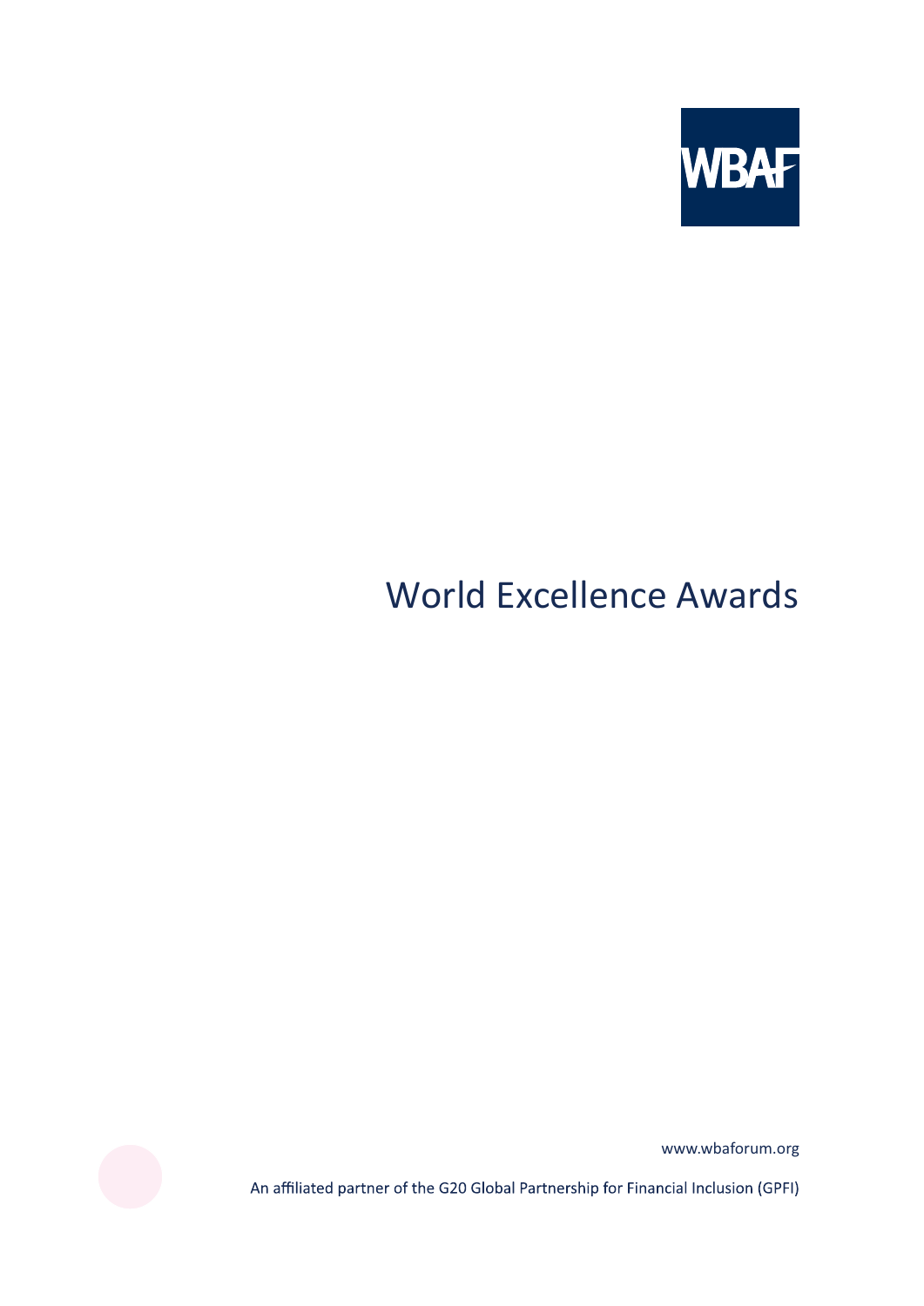WBAF

# World Excellence Awards

www.wbaforum.org

An affiliated partner of the G20 Global Partnership for Financial Inclusion (GPFI)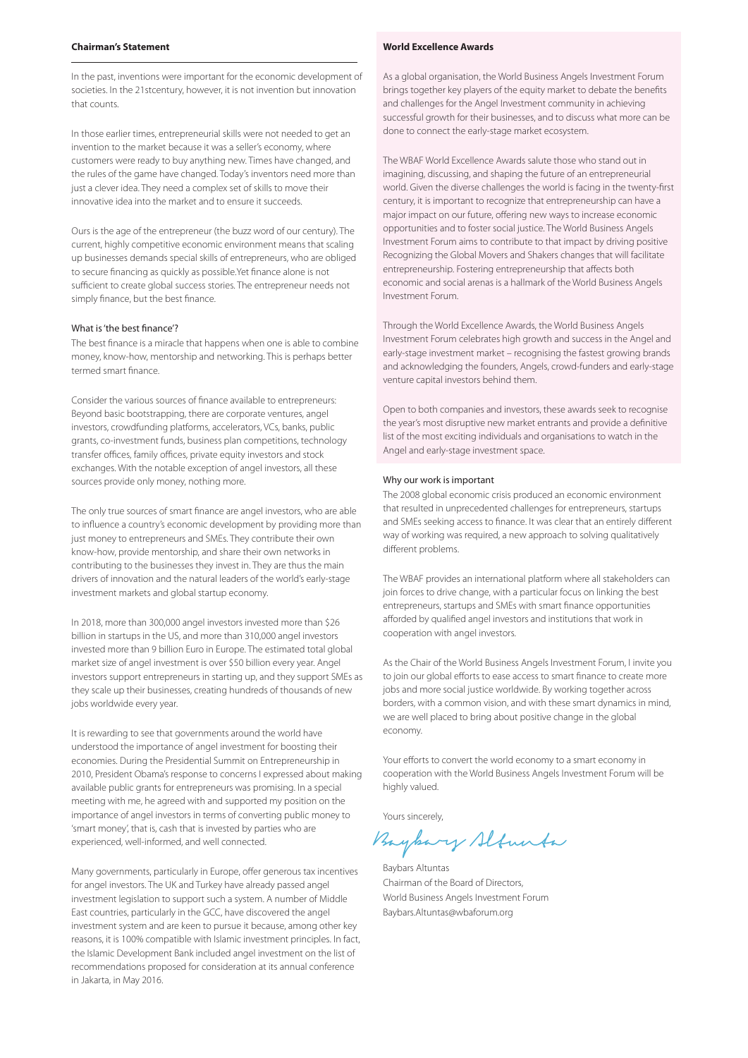## Chairman's Statement

In the past, inventions were important for the economic development of societies. In the 21stcentury, however, it is not invention but innovation that counts.

In those earlier times, entrepreneurial skills were not needed to get an invention to the market because it was a seller's economy, where customers were ready to buy anything new. Times have changed, and the rules of the game have changed. Today's inventors need more than just a clever idea. They need a complex set of skills to move their innovative idea into the market and to ensure it succeeds.

Ours is the age of the entrepreneur (the buzz word of our century). The current, highly competitive economic environment means that scaling up businesses demands special skills of entrepreneurs, who are obliged to secure financing as quickly as possible.Yet finance alone is not sufficient to create global success stories. The entrepreneur needs not simply finance, but the best finance.

### What is 'the best finance'?

The best finance is a miracle that happens when one is able to combine money, know-how, mentorship and networking. This is perhaps better termed smart finance.

Consider the various sources of finance available to entrepreneurs: Beyond basic bootstrapping, there are corporate ventures, angel investors, crowdfunding platforms, accelerators, VCs, banks, public grants, co-investment funds, business plan competitions, technology transfer offices, family offices, private equity investors and stock exchanges. With the notable exception of angel investors, all these sources provide only money, nothing more.

The only true sources of smart finance are angel investors, who are able to influence a country's economic development by providing more than just money to entrepreneurs and SMEs. They contribute their own know-how, provide mentorship, and share their own networks in contributing to the businesses they invest in. They are thus the main drivers of innovation and the natural leaders of the world's early-stage investment markets and global startup economy.

In 2018, more than 300,000 angel investors invested more than $26 billion in startups in the US, and more than 310,000 angel investors invested more than 9 billion Euro in Europe. The estimated total global market size of angel investment is over $50 billion every year. Angel investors support entrepreneurs in starting up, and they support SMEs as they scale up their businesses, creating hundreds of thousands of new jobs worldwide every year.

It is rewarding to see that governments around the world have understood the importance of angel investment for boosting their economies. During the Presidential Summit on Entrepreneurship in 2010, President Obama's response to concerns I expressed about making available public grants for entrepreneurs was promising. In a special meeting with me, he agreed with and supported my position on the importance of angel investors in terms of converting public money to 'smart money', that is, cash that is invested by parties who are experienced, well-informed, and well connected.

Many governments, particularly in Europe, offer generous tax incentives for angel investors. The UK and Turkey have already passed angel investment legislation to support such a system. A number of Middle East countries, particularly in the GCC, have discovered the angel investment system and are keen to pursue it because, among other key reasons, it is 100% compatible with Islamic investment principles. In fact, the Islamic Development Bank included angel investment on the list of recommendations proposed for consideration at its annual conference in Jakarta, in May 2016.

## World Excellence Awards

As a global organisation, the World Business Angels Investment Forum brings together key players of the equity market to debate the benefits and challenges for the Angel Investment community in achieving successful growth for their businesses, and to discuss what more can be done to connect the early-stage market ecosystem.

The WBAF World Excellence Awards salute those who stand out in imagining, discussing, and shaping the future of an entrepreneurial world. Given the diverse challenges the world is facing in the twenty-first century, it is important to recognize that entrepreneurship can have a major impact on our future, offering new ways to increase economic opportunities and to foster social justice. The World Business Angels Investment Forum aims to contribute to that impact by driving positive Recognizing the Global Movers and Shakers changes that will facilitate entrepreneurship. Fostering entrepreneurship that affects both economic and social arenas is a hallmark of the World Business Angels Investment Forum.

Through the World Excellence Awards, the World Business Angels Investment Forum celebrates high growth and success in the Angel and early-stage investment market – recognising the fastest growing brands and acknowledging the founders, Angels, crowd-funders and early-stage venture capital investors behind them.

Open to both companies and investors, these awards seek to recognise the year's most disruptive new market entrants and provide a definitive list of the most exciting individuals and organisations to watch in the Angel and early-stage investment space.

### Why our work is important

The 2008 global economic crisis produced an economic environment that resulted in unprecedented challenges for entrepreneurs, startups and SMEs seeking access to finance. It was clear that an entirely different way of working was required, a new approach to solving qualitatively different problems.

The WBAF provides an international platform where all stakeholders can join forces to drive change, with a particular focus on linking the best entrepreneurs, startups and SMEs with smart finance opportunities afforded by qualified angel investors and institutions that work in cooperation with angel investors.

As the Chair of the World Business Angels Investment Forum, I invite you to join our global efforts to ease access to smart finance to create more jobs and more social justice worldwide. By working together across borders, with a common vision, and with these smart dynamics in mind, we are well placed to bring about positive change in the global economy.

Your efforts to convert the world economy to a smart economy in cooperation with the World Business Angels Investment Forum will be highly valued.

Yours sincerely,

Baybars Altuntas

Baybars Altuntas
Chairman of the Board of Directors,
World Business Angels Investment Forum
Baybars.Altuntas@wbaforum.org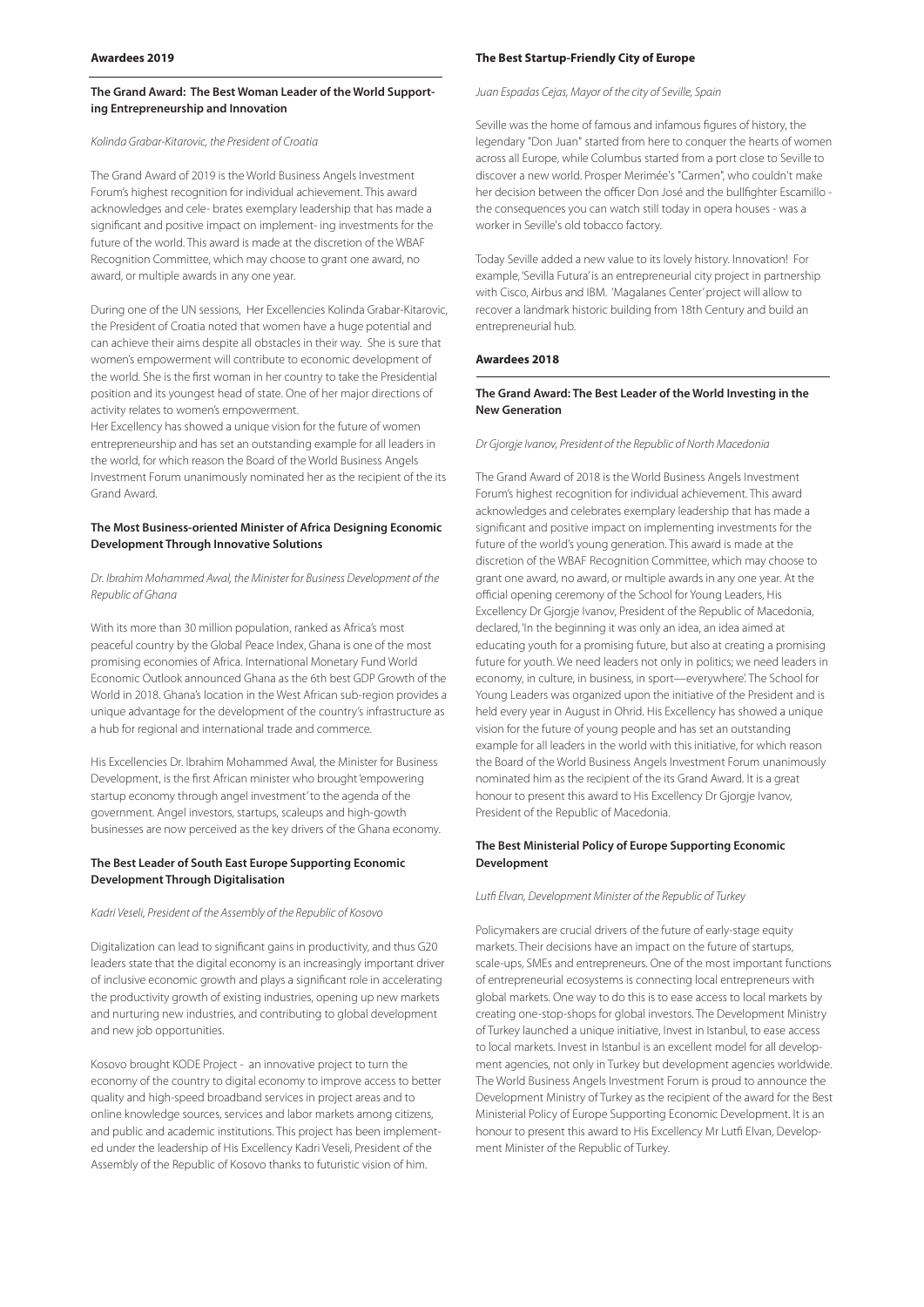## Awardees 2019

### The Grand Award: The Best Woman Leader of the World Supporting Entrepreneurship and Innovation

*Kolinda Grabar-Kitarovic, the President of Croatia*

The Grand Award of 2019 is the World Business Angels Investment Forum's highest recognition for individual achievement. This award acknowledges and cele- brates exemplary leadership that has made a significant and positive impact on implement- ing investments for the future of the world. This award is made at the discretion of the WBAF Recognition Committee, which may choose to grant one award, no award, or multiple awards in any one year.

During one of the UN sessions, Her Excellencies Kolinda Grabar-Kitarovic, the President of Croatia noted that women have a huge potential and can achieve their aims despite all obstacles in their way. She is sure that women's empowerment will contribute to economic development of the world. She is the first woman in her country to take the Presidential position and its youngest head of state. One of her major directions of activity relates to women's empowerment.
Her Excellency has showed a unique vision for the future of women entrepreneurship and has set an outstanding example for all leaders in the world, for which reason the Board of the World Business Angels Investment Forum unanimously nominated her as the recipient of the its Grand Award.

### The Most Business-oriented Minister of Africa Designing Economic Development Through Innovative Solutions

*Dr. Ibrahim Mohammed Awal, the Minister for Business Development of the Republic of Ghana*

With its more than 30 million population, ranked as Africa's most peaceful country by the Global Peace Index, Ghana is one of the most promising economies of Africa. International Monetary Fund World Economic Outlook announced Ghana as the 6th best GDP Growth of the World in 2018. Ghana's location in the West African sub-region provides a unique advantage for the development of the country's infrastructure as a hub for regional and international trade and commerce.

His Excellencies Dr. Ibrahim Mohammed Awal, the Minister for Business Development, is the first African minister who brought 'empowering startup economy through angel investment' to the agenda of the government. Angel investors, startups, scaleups and high-gowth businesses are now perceived as the key drivers of the Ghana economy.

### The Best Leader of South East Europe Supporting Economic Development Through Digitalisation

*Kadri Veseli, President of the Assembly of the Republic of Kosovo*

Digitalization can lead to significant gains in productivity, and thus G20 leaders state that the digital economy is an increasingly important driver of inclusive economic growth and plays a significant role in accelerating the productivity growth of existing industries, opening up new markets and nurturing new industries, and contributing to global development and new job opportunities.

Kosovo brought KODE Project - an innovative project to turn the economy of the country to digital economy to improve access to better quality and high-speed broadband services in project areas and to online knowledge sources, services and labor markets among citizens, and public and academic institutions. This project has been implement- ed under the leadership of His Excellency Kadri Veseli, President of the Assembly of the Republic of Kosovo thanks to futuristic vision of him.

### The Best Startup-Friendly City of Europe

*Juan Espadas Cejas, Mayor of the city of Seville, Spain*

Seville was the home of famous and infamous figures of history, the legendary "Don Juan" started from here to conquer the hearts of women across all Europe, while Columbus started from a port close to Seville to discover a new world. Prosper Merimée's "Carmen", who couldn't make her decision between the officer Don José and the bullfighter Escamillo - the consequences you can watch still today in opera houses - was a worker in Seville's old tobacco factory.

Today Seville added a new value to its lovely history. Innovation! For example, 'Sevilla Futura' is an entrepreneurial city project in partnership with Cisco, Airbus and IBM. 'Magalanes Center' project will allow to recover a landmark historic building from 18th Century and build an entrepreneurial hub.

## Awardees 2018

### The Grand Award: The Best Leader of the World Investing in the New Generation

*Dr Gjorgje Ivanov, President of the Republic of North Macedonia*

The Grand Award of 2018 is the World Business Angels Investment Forum's highest recognition for individual achievement. This award acknowledges and celebrates exemplary leadership that has made a significant and positive impact on implementing investments for the future of the world's young generation. This award is made at the discretion of the WBAF Recognition Committee, which may choose to grant one award, no award, or multiple awards in any one year. At the official opening ceremony of the School for Young Leaders, His Excellency Dr Gjorgje Ivanov, President of the Republic of Macedonia, declared, 'In the beginning it was only an idea, an idea aimed at educating youth for a promising future, but also at creating a promising future for youth. We need leaders not only in politics; we need leaders in economy, in culture, in business, in sport—everywhere.' The School for Young Leaders was organized upon the initiative of the President and is held every year in August in Ohrid. His Excellency has showed a unique vision for the future of young people and has set an outstanding example for all leaders in the world with this initiative, for which reason the Board of the World Business Angels Investment Forum unanimously nominated him as the recipient of the its Grand Award. It is a great honour to present this award to His Excellency Dr Gjorgje Ivanov, President of the Republic of Macedonia.

### The Best Ministerial Policy of Europe Supporting Economic Development

*Lutfi Elvan, Development Minister of the Republic of Turkey*

Policymakers are crucial drivers of the future of early-stage equity markets. Their decisions have an impact on the future of startups, scale-ups, SMEs and entrepreneurs. One of the most important functions of entrepreneurial ecosystems is connecting local entrepreneurs with global markets. One way to do this is to ease access to local markets by creating one-stop-shops for global investors. The Development Ministry of Turkey launched a unique initiative, Invest in Istanbul, to ease access to local markets. Invest in Istanbul is an excellent model for all develop- ment agencies, not only in Turkey but development agencies worldwide. The World Business Angels Investment Forum is proud to announce the Development Ministry of Turkey as the recipient of the award for the Best Ministerial Policy of Europe Supporting Economic Development. It is an honour to present this award to His Excellency Mr Lutfi Elvan, Develop- ment Minister of the Republic of Turkey.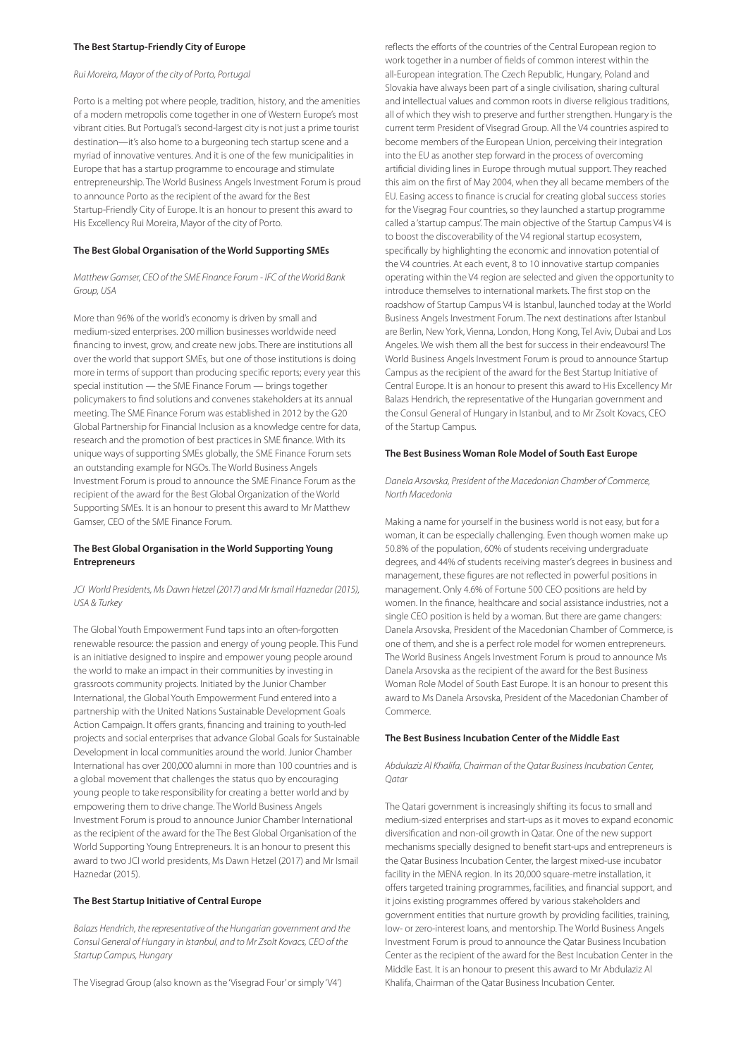### The Best Startup-Friendly City of Europe

*Rui Moreira, Mayor of the city of Porto, Portugal*

Porto is a melting pot where people, tradition, history, and the amenities of a modern metropolis come together in one of Western Europe's most vibrant cities. But Portugal's second-largest city is not just a prime tourist destination—it's also home to a burgeoning tech startup scene and a myriad of innovative ventures. And it is one of the few municipalities in Europe that has a startup programme to encourage and stimulate entrepreneurship. The World Business Angels Investment Forum is proud to announce Porto as the recipient of the award for the Best Startup-Friendly City of Europe. It is an honour to present this award to His Excellency Rui Moreira, Mayor of the city of Porto.

### The Best Global Organisation of the World Supporting SMEs

*Matthew Gamser, CEO of the SME Finance Forum - IFC of the World Bank Group, USA*

More than 96% of the world's economy is driven by small and medium-sized enterprises. 200 million businesses worldwide need financing to invest, grow, and create new jobs. There are institutions all over the world that support SMEs, but one of those institutions is doing more in terms of support than producing specific reports; every year this special institution — the SME Finance Forum — brings together policymakers to find solutions and convenes stakeholders at its annual meeting. The SME Finance Forum was established in 2012 by the G20 Global Partnership for Financial Inclusion as a knowledge centre for data, research and the promotion of best practices in SME finance. With its unique ways of supporting SMEs globally, the SME Finance Forum sets an outstanding example for NGOs. The World Business Angels Investment Forum is proud to announce the SME Finance Forum as the recipient of the award for the Best Global Organization of the World Supporting SMEs. It is an honour to present this award to Mr Matthew Gamser, CEO of the SME Finance Forum.

### The Best Global Organisation in the World Supporting Young Entrepreneurs

*JCI World Presidents, Ms Dawn Hetzel (2017) and Mr Ismail Haznedar (2015), USA & Turkey*

The Global Youth Empowerment Fund taps into an often-forgotten renewable resource: the passion and energy of young people. This Fund is an initiative designed to inspire and empower young people around the world to make an impact in their communities by investing in grassroots community projects. Initiated by the Junior Chamber International, the Global Youth Empowerment Fund entered into a partnership with the United Nations Sustainable Development Goals Action Campaign. It offers grants, financing and training to youth-led projects and social enterprises that advance Global Goals for Sustainable Development in local communities around the world. Junior Chamber International has over 200,000 alumni in more than 100 countries and is a global movement that challenges the status quo by encouraging young people to take responsibility for creating a better world and by empowering them to drive change. The World Business Angels Investment Forum is proud to announce Junior Chamber International as the recipient of the award for the The Best Global Organisation of the World Supporting Young Entrepreneurs. It is an honour to present this award to two JCI world presidents, Ms Dawn Hetzel (2017) and Mr Ismail Haznedar (2015).

### The Best Startup Initiative of Central Europe

*Balazs Hendrich, the representative of the Hungarian government and the Consul General of Hungary in Istanbul, and to Mr Zsolt Kovacs, CEO of the Startup Campus, Hungary*

The Visegrad Group (also known as the 'Visegrad Four' or simply 'V4') reflects the efforts of the countries of the Central European region to work together in a number of fields of common interest within the all-European integration. The Czech Republic, Hungary, Poland and Slovakia have always been part of a single civilisation, sharing cultural and intellectual values and common roots in diverse religious traditions, all of which they wish to preserve and further strengthen. Hungary is the current term President of Visegrad Group. All the V4 countries aspired to become members of the European Union, perceiving their integration into the EU as another step forward in the process of overcoming artificial dividing lines in Europe through mutual support. They reached this aim on the first of May 2004, when they all became members of the EU. Easing access to finance is crucial for creating global success stories for the Visegrag Four countries, so they launched a startup programme called a 'startup campus'. The main objective of the Startup Campus V4 is to boost the discoverability of the V4 regional startup ecosystem, specifically by highlighting the economic and innovation potential of the V4 countries. At each event, 8 to 10 innovative startup companies operating within the V4 region are selected and given the opportunity to introduce themselves to international markets. The first stop on the roadshow of Startup Campus V4 is Istanbul, launched today at the World Business Angels Investment Forum. The next destinations after Istanbul are Berlin, New York, Vienna, London, Hong Kong, Tel Aviv, Dubai and Los Angeles. We wish them all the best for success in their endeavours! The World Business Angels Investment Forum is proud to announce Startup Campus as the recipient of the award for the Best Startup Initiative of Central Europe. It is an honour to present this award to His Excellency Mr Balazs Hendrich, the representative of the Hungarian government and the Consul General of Hungary in Istanbul, and to Mr Zsolt Kovacs, CEO of the Startup Campus.

### The Best Business Woman Role Model of South East Europe

*Danela Arsovska, President of the Macedonian Chamber of Commerce, North Macedonia*

Making a name for yourself in the business world is not easy, but for a woman, it can be especially challenging. Even though women make up 50.8% of the population, 60% of students receiving undergraduate degrees, and 44% of students receiving master's degrees in business and management, these figures are not reflected in powerful positions in management. Only 4.6% of Fortune 500 CEO positions are held by women. In the finance, healthcare and social assistance industries, not a single CEO position is held by a woman. But there are game changers: Danela Arsovska, President of the Macedonian Chamber of Commerce, is one of them, and she is a perfect role model for women entrepreneurs. The World Business Angels Investment Forum is proud to announce Ms Danela Arsovska as the recipient of the award for the Best Business Woman Role Model of South East Europe. It is an honour to present this award to Ms Danela Arsovska, President of the Macedonian Chamber of Commerce.

### The Best Business Incubation Center of the Middle East

*Abdulaziz Al Khalifa, Chairman of the Qatar Business Incubation Center, Qatar*

The Qatari government is increasingly shifting its focus to small and medium-sized enterprises and start-ups as it moves to expand economic diversification and non-oil growth in Qatar. One of the new support mechanisms specially designed to benefit start-ups and entrepreneurs is the Qatar Business Incubation Center, the largest mixed-use incubator facility in the MENA region. In its 20,000 square-metre installation, it offers targeted training programmes, facilities, and financial support, and it joins existing programmes offered by various stakeholders and government entities that nurture growth by providing facilities, training, low- or zero-interest loans, and mentorship. The World Business Angels Investment Forum is proud to announce the Qatar Business Incubation Center as the recipient of the award for the Best Incubation Center in the Middle East. It is an honour to present this award to Mr Abdulaziz Al Khalifa, Chairman of the Qatar Business Incubation Center.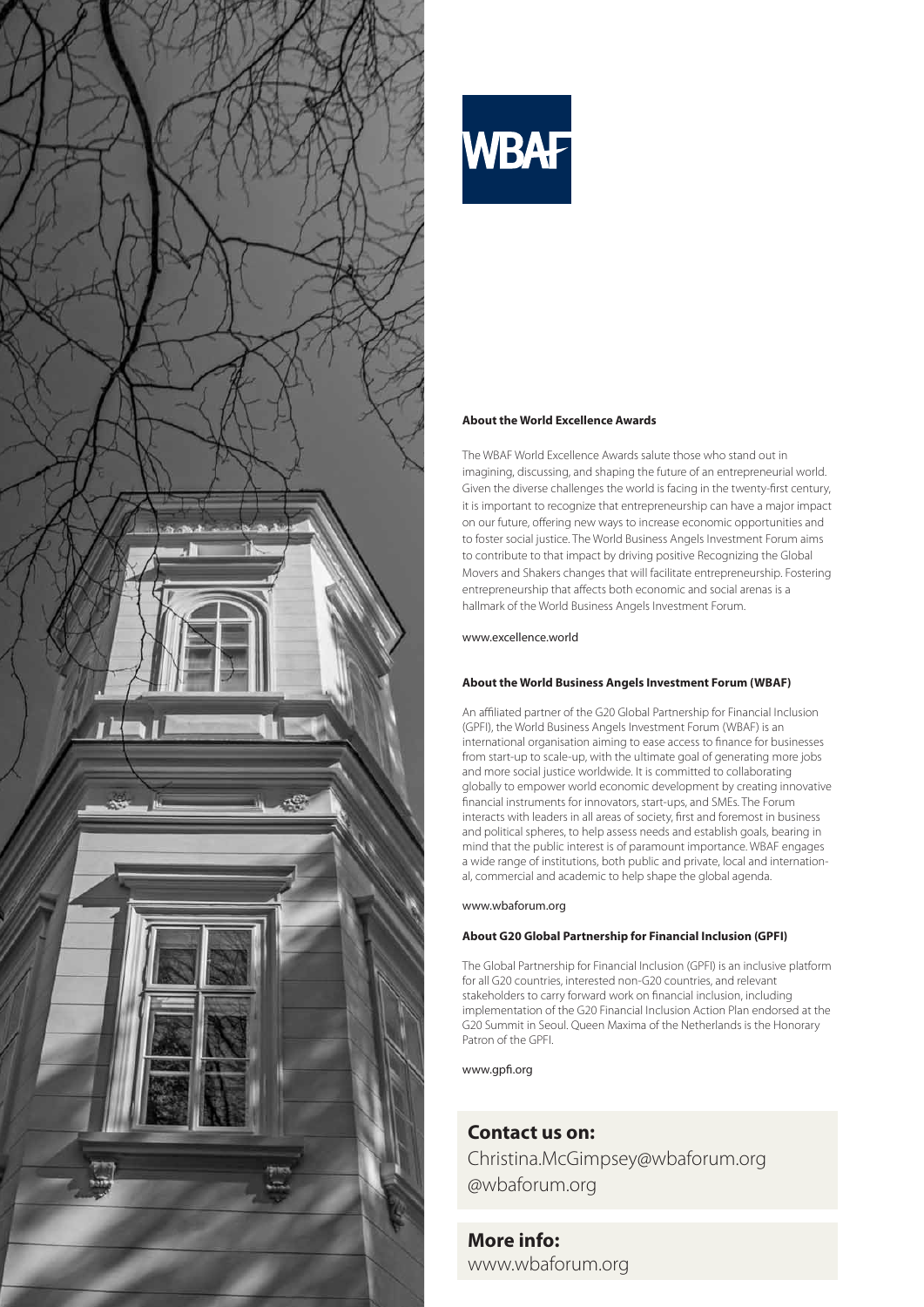WBAF

### About the World Excellence Awards

The WBAF World Excellence Awards salute those who stand out in imagining, discussing, and shaping the future of an entrepreneurial world. Given the diverse challenges the world is facing in the twenty-first century, it is important to recognize that entrepreneurship can have a major impact on our future, offering new ways to increase economic opportunities and to foster social justice. The World Business Angels Investment Forum aims to contribute to that impact by driving positive Recognizing the Global Movers and Shakers changes that will facilitate entrepreneurship. Fostering entrepreneurship that affects both economic and social arenas is a hallmark of the World Business Angels Investment Forum.

www.excellence.world

### About the World Business Angels Investment Forum (WBAF)

An affiliated partner of the G20 Global Partnership for Financial Inclusion (GPFI), the World Business Angels Investment Forum (WBAF) is an international organisation aiming to ease access to finance for businesses from start-up to scale-up, with the ultimate goal of generating more jobs and more social justice worldwide. It is committed to collaborating globally to empower world economic development by creating innovative financial instruments for innovators, start-ups, and SMEs. The Forum interacts with leaders in all areas of society, first and foremost in business and political spheres, to help assess needs and establish goals, bearing in mind that the public interest is of paramount importance. WBAF engages a wide range of institutions, both public and private, local and international, commercial and academic to help shape the global agenda.

www.wbaforum.org

### About G20 Global Partnership for Financial Inclusion (GPFI)

The Global Partnership for Financial Inclusion (GPFI) is an inclusive platform for all G20 countries, interested non-G20 countries, and relevant stakeholders to carry forward work on financial inclusion, including implementation of the G20 Financial Inclusion Action Plan endorsed at the G20 Summit in Seoul. Queen Maxima of the Netherlands is the Honorary Patron of the GPFI.

www.gpfi.org

**Contact us on:**
Christina.McGimpsey@wbaforum.org
@wbaforum.org

**More info:**
www.wbaforum.org